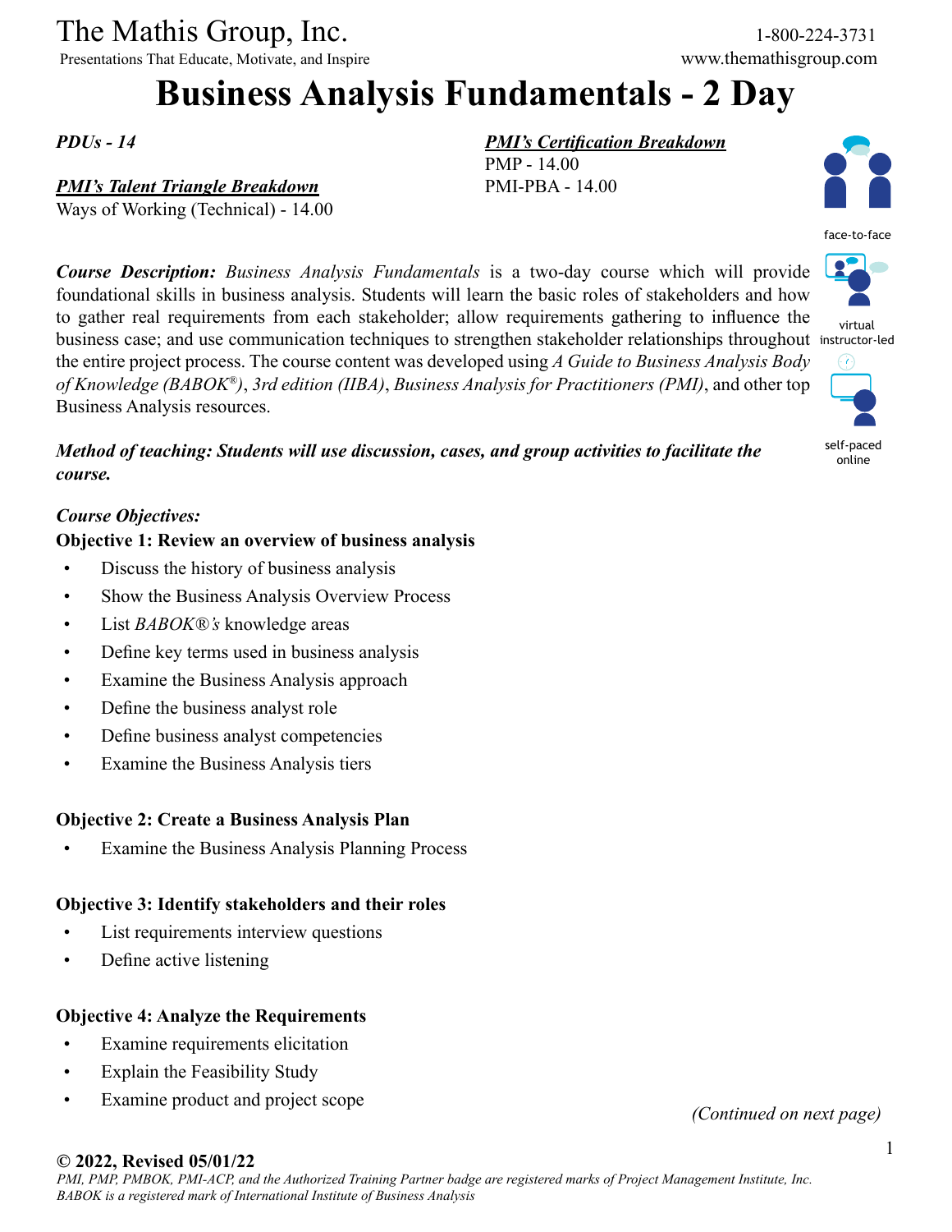The Mathis Group, Inc.

Presentations That Educate, Motivate, and Inspire

1-800-224-3731

www.themathisgroup.com

# Business Analysis Fundamentals - 2 Day

***PDUs - 14***

***PMI's Talent Triangle Breakdown***

Ways of Working (Technical) - 14.00

***PMI's Certification Breakdown***

PMP - 14.00

PMI-PBA - 14.00

face-to-face

virtual instructor-led

self-paced online

***Course Description:*** *Business Analysis Fundamentals* is a two-day course which will provide foundational skills in business analysis. Students will learn the basic roles of stakeholders and how to gather real requirements from each stakeholder; allow requirements gathering to influence the business case; and use communication techniques to strengthen stakeholder relationships throughout the entire project process. The course content was developed using *A Guide to Business Analysis Body of Knowledge (BABOK®), 3rd edition (IIBA)*, *Business Analysis for Practitioners (PMI)*, and other top Business Analysis resources.

***Method of teaching: Students will use discussion, cases, and group activities to facilitate the course.***

***Course Objectives:***

**Objective 1: Review an overview of business analysis**

- Discuss the history of business analysis
- Show the Business Analysis Overview Process
- List *BABOK®'s* knowledge areas
- Define key terms used in business analysis
- Examine the Business Analysis approach
- Define the business analyst role
- Define business analyst competencies
- Examine the Business Analysis tiers

**Objective 2: Create a Business Analysis Plan**

- Examine the Business Analysis Planning Process

**Objective 3: Identify stakeholders and their roles**

- List requirements interview questions
- Define active listening

**Objective 4: Analyze the Requirements**

- Examine requirements elicitation
- Explain the Feasibility Study
- Examine product and project scope

*(Continued on next page)*

**© 2022, Revised 05/01/22**

*PMI, PMP, PMBOK, PMI-ACP, and the Authorized Training Partner badge are registered marks of Project Management Institute, Inc.*
*BABOK is a registered mark of International Institute of Business Analysis*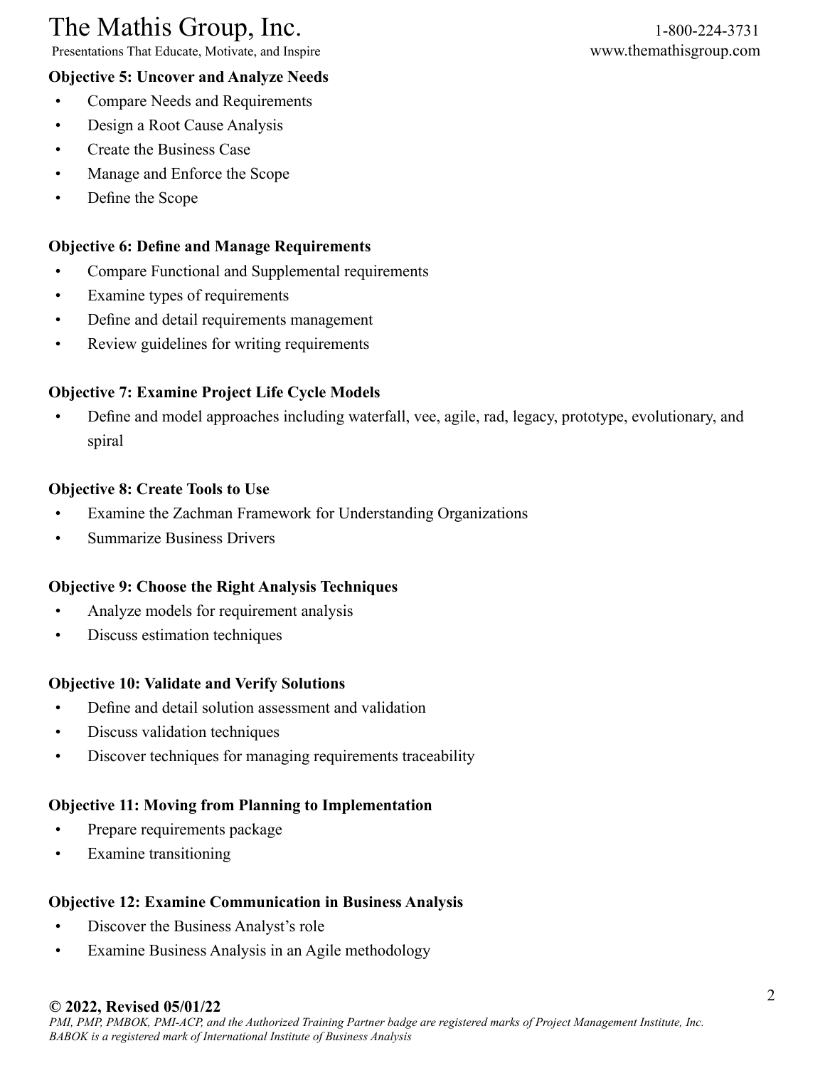**Objective 5: Uncover and Analyze Needs**

- Compare Needs and Requirements
- Design a Root Cause Analysis
- Create the Business Case
- Manage and Enforce the Scope
- Define the Scope

**Objective 6: Define and Manage Requirements**

- Compare Functional and Supplemental requirements
- Examine types of requirements
- Define and detail requirements management
- Review guidelines for writing requirements

**Objective 7: Examine Project Life Cycle Models**

- Define and model approaches including waterfall, vee, agile, rad, legacy, prototype, evolutionary, and spiral

**Objective 8: Create Tools to Use**

- Examine the Zachman Framework for Understanding Organizations
- Summarize Business Drivers

**Objective 9: Choose the Right Analysis Techniques**

- Analyze models for requirement analysis
- Discuss estimation techniques

**Objective 10: Validate and Verify Solutions**

- Define and detail solution assessment and validation
- Discuss validation techniques
- Discover techniques for managing requirements traceability

**Objective 11: Moving from Planning to Implementation**

- Prepare requirements package
- Examine transitioning

**Objective 12: Examine Communication in Business Analysis**

- Discover the Business Analyst's role
- Examine Business Analysis in an Agile methodology